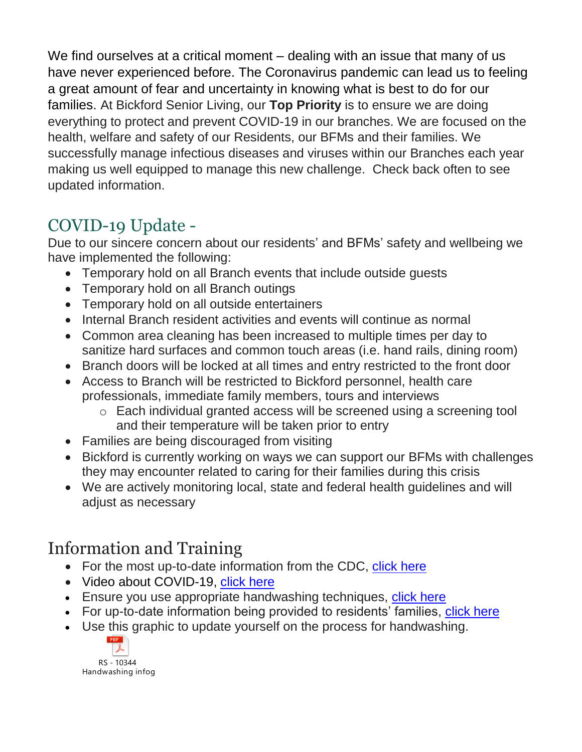We find ourselves at a critical moment – dealing with an issue that many of us have never experienced before. The Coronavirus pandemic can lead us to feeling a great amount of fear and uncertainty in knowing what is best to do for our families. At Bickford Senior Living, our **Top Priority** is to ensure we are doing everything to protect and prevent COVID-19 in our branches. We are focused on the health, welfare and safety of our Residents, our BFMs and their families. We successfully manage infectious diseases and viruses within our Branches each year making us well equipped to manage this new challenge. Check back often to see updated information.

## COVID-19 Update -

Due to our sincere concern about our residents' and BFMs' safety and wellbeing we have implemented the following:

- Temporary hold on all Branch events that include outside guests
- Temporary hold on all Branch outings
- Temporary hold on all outside entertainers
- Internal Branch resident activities and events will continue as normal
- Common area cleaning has been increased to multiple times per day to sanitize hard surfaces and common touch areas (i.e. hand rails, dining room)
- Branch doors will be locked at all times and entry restricted to the front door
- Access to Branch will be restricted to Bickford personnel, health care professionals, immediate family members, tours and interviews
  - Each individual granted access will be screened using a screening tool and their temperature will be taken prior to entry
- Families are being discouraged from visiting
- Bickford is currently working on ways we can support our BFMs with challenges they may encounter related to caring for their families during this crisis
- We are actively monitoring local, state and federal health guidelines and will adjust as necessary

## Information and Training

- For the most up-to-date information from the CDC, click here
- Video about COVID-19, click here
- Ensure you use appropriate handwashing techniques, click here
- For up-to-date information being provided to residents' families, click here
- Use this graphic to update yourself on the process for handwashing.

RS - 10344 Handwashing infog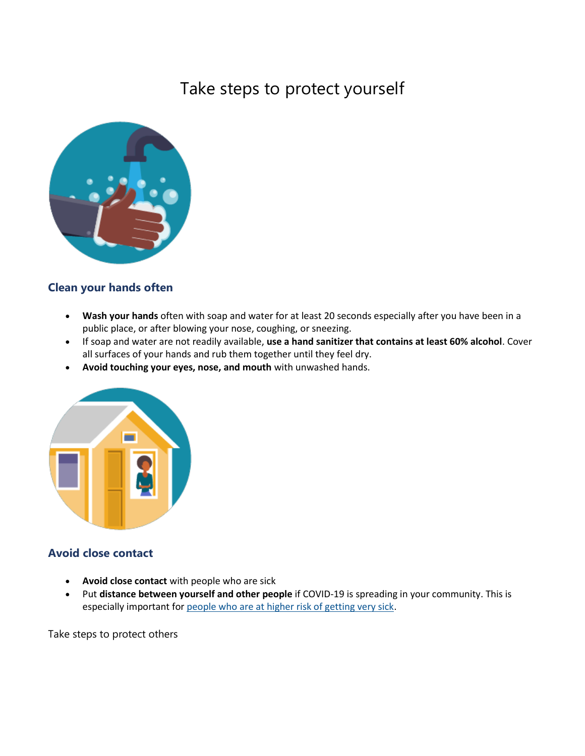# Take steps to protect yourself

### Clean your hands often

- **Wash your hands** often with soap and water for at least 20 seconds especially after you have been in a public place, or after blowing your nose, coughing, or sneezing.
- If soap and water are not readily available, **use a hand sanitizer that contains at least 60% alcohol**. Cover all surfaces of your hands and rub them together until they feel dry.
- **Avoid touching your eyes, nose, and mouth** with unwashed hands.

### Avoid close contact

- **Avoid close contact** with people who are sick
- Put **distance between yourself and other people** if COVID-19 is spreading in your community. This is especially important for people who are at higher risk of getting very sick.

Take steps to protect others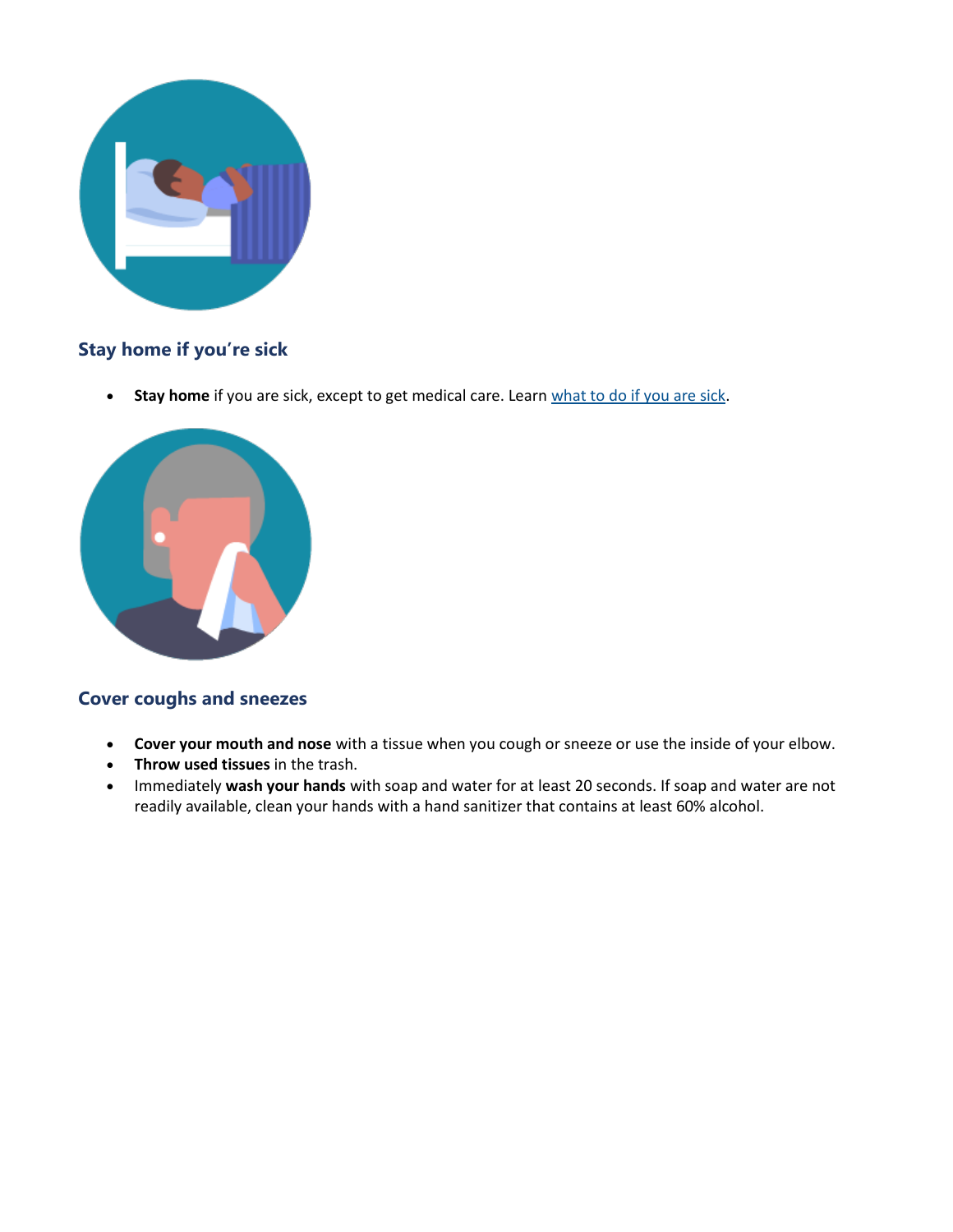### Stay home if you're sick

- **Stay home** if you are sick, except to get medical care. Learn [what to do if you are sick](what to do if you are sick).

### Cover coughs and sneezes

- **Cover your mouth and nose** with a tissue when you cough or sneeze or use the inside of your elbow.
- **Throw used tissues** in the trash.
- Immediately **wash your hands** with soap and water for at least 20 seconds. If soap and water are not readily available, clean your hands with a hand sanitizer that contains at least 60% alcohol.